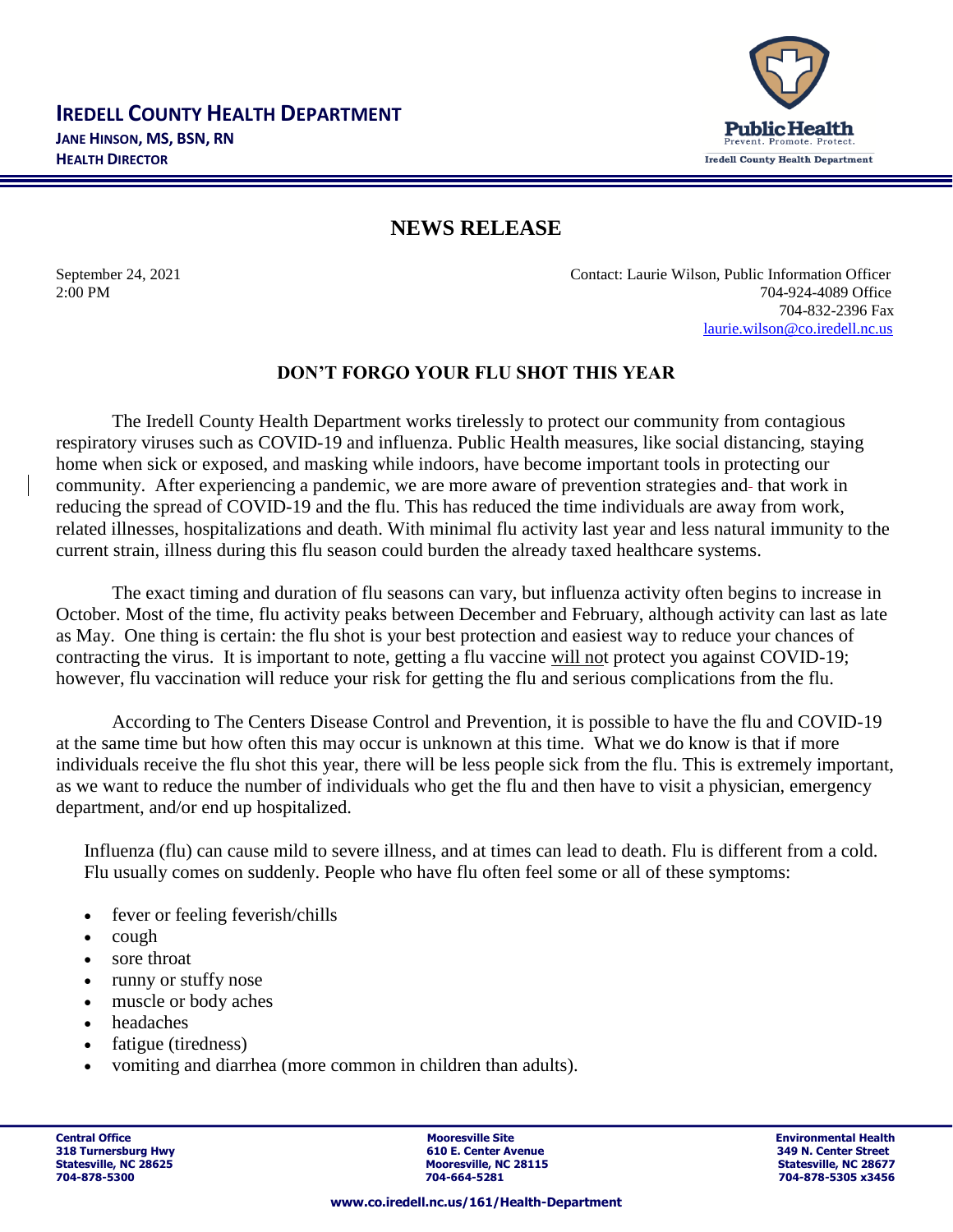**IREDELL COUNTY HEALTH DEPARTMENT**
**JANE HINSON, MS, BSN, RN**
**HEALTH DIRECTOR**

Public Health
Prevent. Promote. Protect.
Iredell County Health Department

# NEWS RELEASE

September 24, 2021
2:00 PM

Contact: Laurie Wilson, Public Information Officer
704-924-4089 Office
704-832-2396 Fax
laurie.wilson@co.iredell.nc.us

## DON'T FORGO YOUR FLU SHOT THIS YEAR

The Iredell County Health Department works tirelessly to protect our community from contagious respiratory viruses such as COVID-19 and influenza. Public Health measures, like social distancing, staying home when sick or exposed, and masking while indoors, have become important tools in protecting our community. After experiencing a pandemic, we are more aware of prevention strategies and that work in reducing the spread of COVID-19 and the flu. This has reduced the time individuals are away from work, related illnesses, hospitalizations and death. With minimal flu activity last year and less natural immunity to the current strain, illness during this flu season could burden the already taxed healthcare systems.

The exact timing and duration of flu seasons can vary, but influenza activity often begins to increase in October. Most of the time, flu activity peaks between December and February, although activity can last as late as May. One thing is certain: the flu shot is your best protection and easiest way to reduce your chances of contracting the virus. It is important to note, getting a flu vaccine <u>will not</u> protect you against COVID-19; however, flu vaccination will reduce your risk for getting the flu and serious complications from the flu.

According to The Centers Disease Control and Prevention, it is possible to have the flu and COVID-19 at the same time but how often this may occur is unknown at this time. What we do know is that if more individuals receive the flu shot this year, there will be less people sick from the flu. This is extremely important, as we want to reduce the number of individuals who get the flu and then have to visit a physician, emergency department, and/or end up hospitalized.

Influenza (flu) can cause mild to severe illness, and at times can lead to death. Flu is different from a cold. Flu usually comes on suddenly. People who have flu often feel some or all of these symptoms:

- fever or feeling feverish/chills
- cough
- sore throat
- runny or stuffy nose
- muscle or body aches
- headaches
- fatigue (tiredness)
- vomiting and diarrhea (more common in children than adults).

**Central Office**
**318 Turnersburg Hwy**
**Statesville, NC 28625**
**704-878-5300**

**Mooresville Site**
**610 E. Center Avenue**
**Mooresville, NC 28115**
**704-664-5281**

**Environmental Health**
**349 N. Center Street**
**Statesville, NC 28677**
**704-878-5305 x3456**

**www.co.iredell.nc.us/161/Health-Department**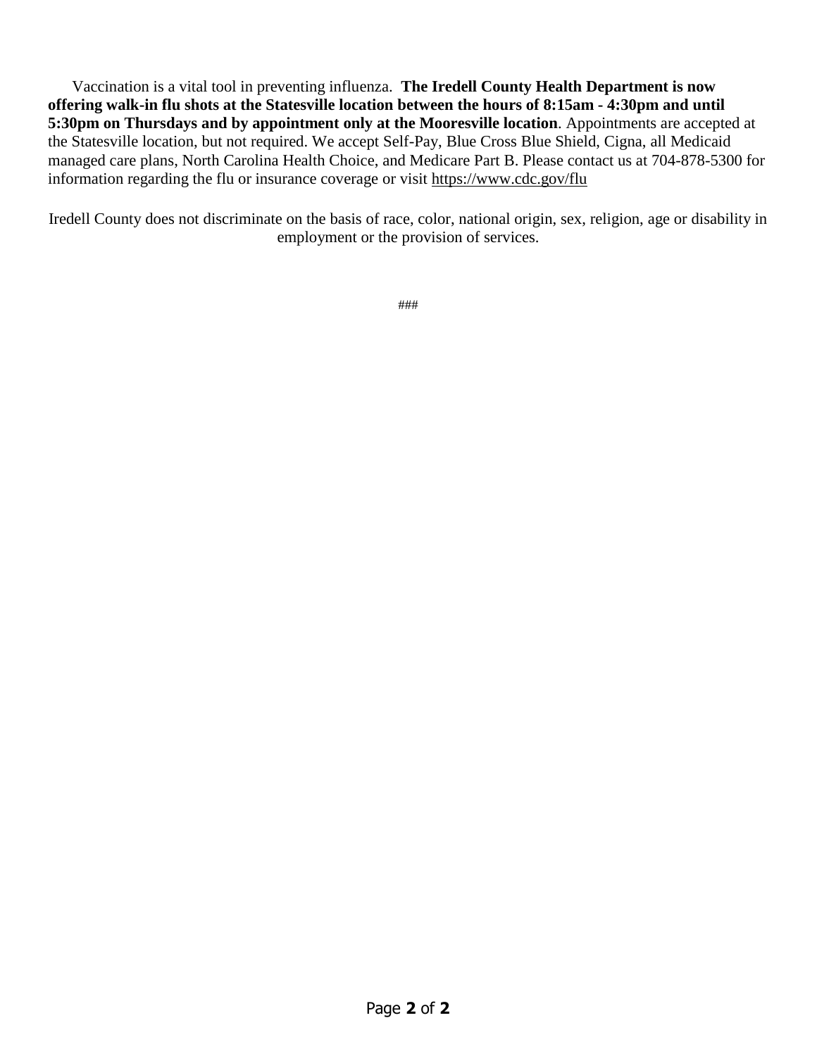Vaccination is a vital tool in preventing influenza. **The Iredell County Health Department is now offering walk-in flu shots at the Statesville location between the hours of 8:15am - 4:30pm and until 5:30pm on Thursdays and by appointment only at the Mooresville location**. Appointments are accepted at the Statesville location, but not required. We accept Self-Pay, Blue Cross Blue Shield, Cigna, all Medicaid managed care plans, North Carolina Health Choice, and Medicare Part B. Please contact us at 704-878-5300 for information regarding the flu or insurance coverage or visit https://www.cdc.gov/flu

Iredell County does not discriminate on the basis of race, color, national origin, sex, religion, age or disability in employment or the provision of services.

###